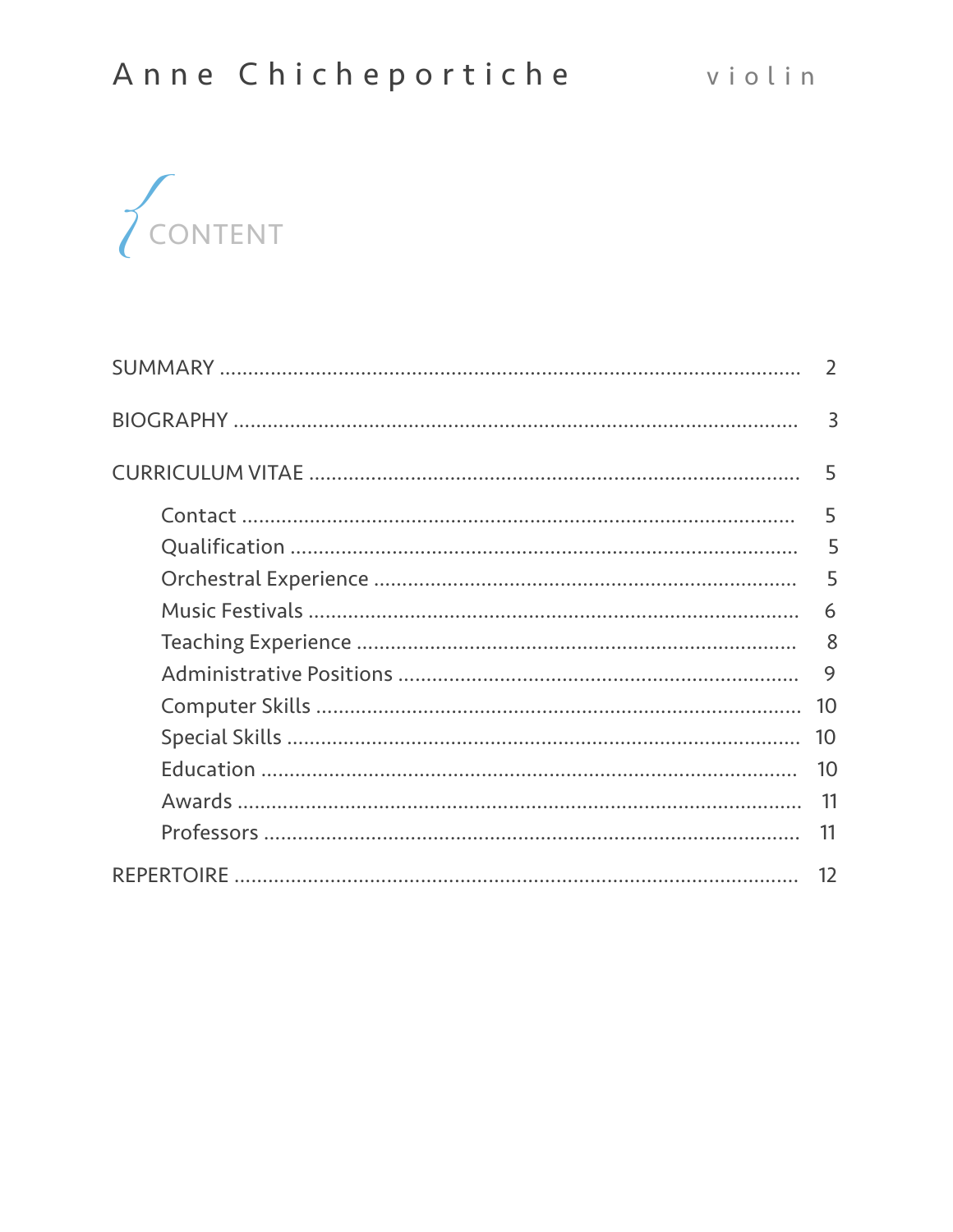# Anne Chicheportiche — violin

## CONTENT

SUMMARY .......... 2

BIOGRAPHY .......... 3

CURRICULUM VITAE .......... 5

- Contact .......... 5
- Qualification .......... 5
- Orchestral Experience .......... 5
- Music Festivals .......... 6
- Teaching Experience .......... 8
- Administrative Positions .......... 9
- Computer Skills .......... 10
- Special Skills .......... 10
- Education .......... 10
- Awards .......... 11
- Professors .......... 11

REPERTOIRE .......... 12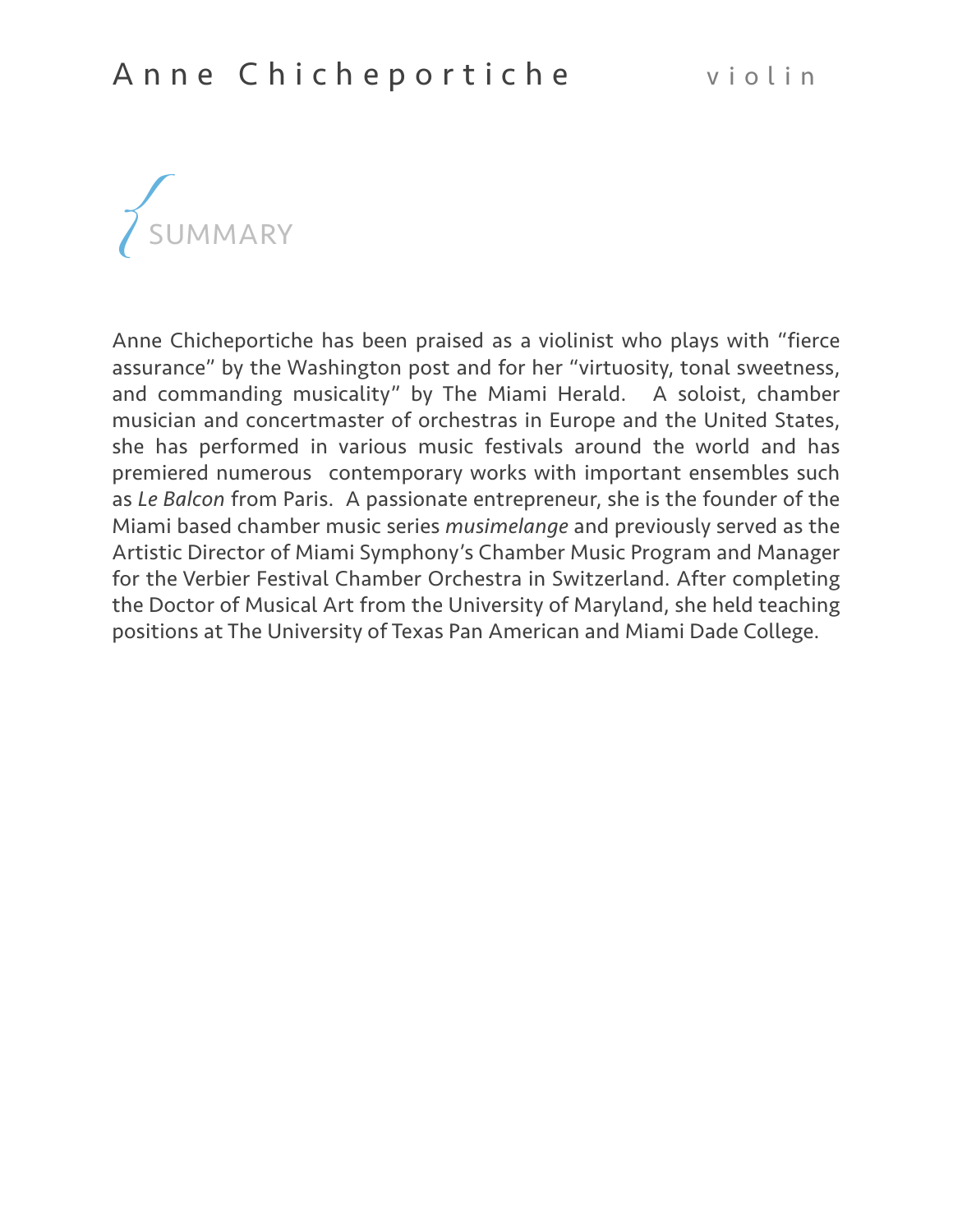# Anne Chicheportiche violin

## SUMMARY

Anne Chicheportiche has been praised as a violinist who plays with “fierce assurance” by the Washington post and for her “virtuosity, tonal sweetness, and commanding musicality” by The Miami Herald. A soloist, chamber musician and concertmaster of orchestras in Europe and the United States, she has performed in various music festivals around the world and has premiered numerous contemporary works with important ensembles such as *Le Balcon* from Paris. A passionate entrepreneur, she is the founder of the Miami based chamber music series *musimelange* and previously served as the Artistic Director of Miami Symphony’s Chamber Music Program and Manager for the Verbier Festival Chamber Orchestra in Switzerland. After completing the Doctor of Musical Art from the University of Maryland, she held teaching positions at The University of Texas Pan American and Miami Dade College.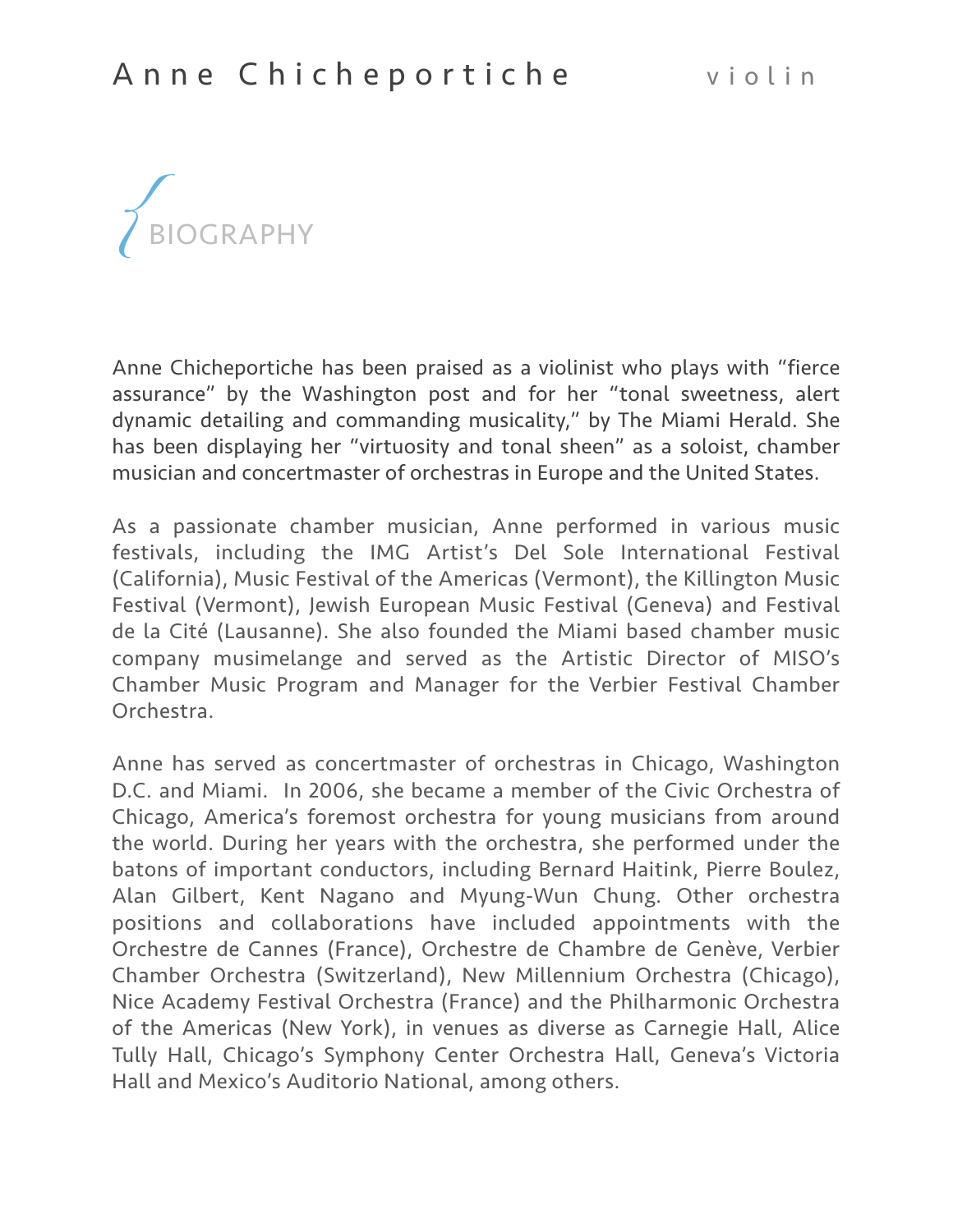# Anne Chicheportiche violin

## BIOGRAPHY

Anne Chicheportiche has been praised as a violinist who plays with “fierce assurance” by the Washington post and for her “tonal sweetness, alert dynamic detailing and commanding musicality,” by The Miami Herald. She has been displaying her “virtuosity and tonal sheen” as a soloist, chamber musician and concertmaster of orchestras in Europe and the United States.

As a passionate chamber musician, Anne performed in various music festivals, including the IMG Artist’s Del Sole International Festival (California), Music Festival of the Americas (Vermont), the Killington Music Festival (Vermont), Jewish European Music Festival (Geneva) and Festival de la Cité (Lausanne). She also founded the Miami based chamber music company musimelange and served as the Artistic Director of MISO’s Chamber Music Program and Manager for the Verbier Festival Chamber Orchestra.

Anne has served as concertmaster of orchestras in Chicago, Washington D.C. and Miami. In 2006, she became a member of the Civic Orchestra of Chicago, America’s foremost orchestra for young musicians from around the world. During her years with the orchestra, she performed under the batons of important conductors, including Bernard Haitink, Pierre Boulez, Alan Gilbert, Kent Nagano and Myung-Wun Chung. Other orchestra positions and collaborations have included appointments with the Orchestre de Cannes (France), Orchestre de Chambre de Genève, Verbier Chamber Orchestra (Switzerland), New Millennium Orchestra (Chicago), Nice Academy Festival Orchestra (France) and the Philharmonic Orchestra of the Americas (New York), in venues as diverse as Carnegie Hall, Alice Tully Hall, Chicago’s Symphony Center Orchestra Hall, Geneva’s Victoria Hall and Mexico’s Auditorio National, among others.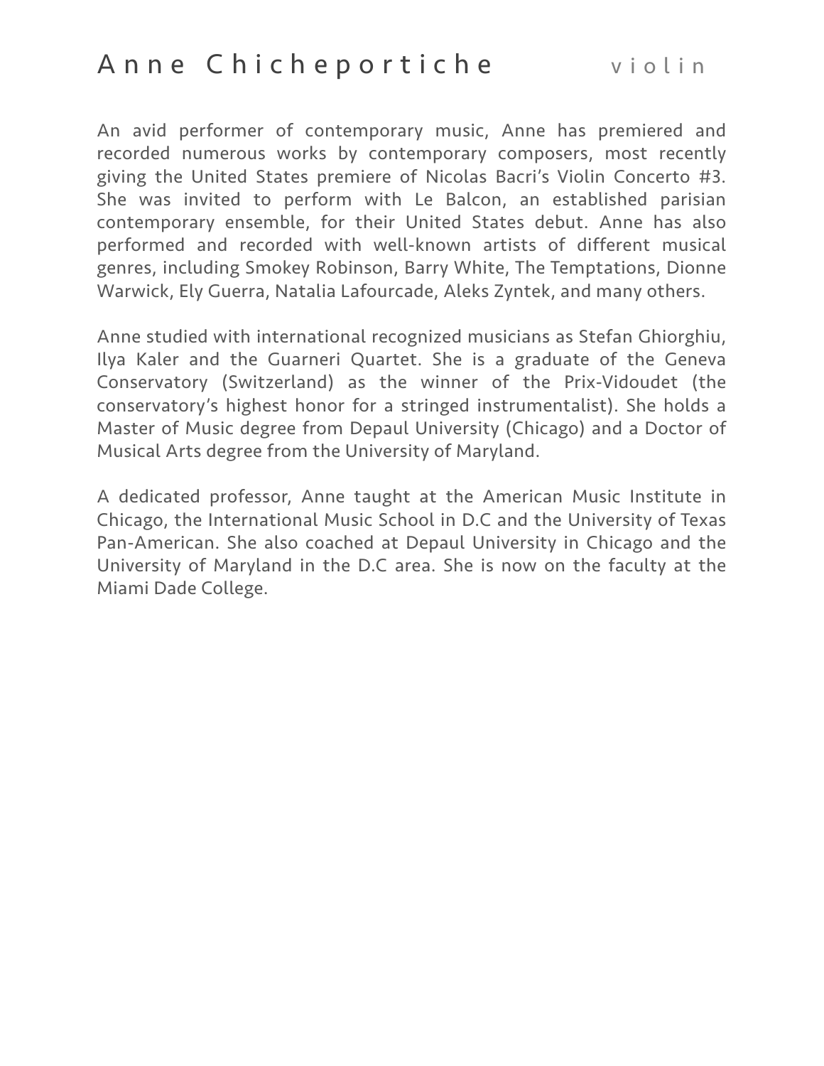# Anne Chicheportiche violin

An avid performer of contemporary music, Anne has premiered and recorded numerous works by contemporary composers, most recently giving the United States premiere of Nicolas Bacri's Violin Concerto #3. She was invited to perform with Le Balcon, an established parisian contemporary ensemble, for their United States debut. Anne has also performed and recorded with well-known artists of different musical genres, including Smokey Robinson, Barry White, The Temptations, Dionne Warwick, Ely Guerra, Natalia Lafourcade, Aleks Zyntek, and many others.

Anne studied with international recognized musicians as Stefan Ghiorghiu, Ilya Kaler and the Guarneri Quartet. She is a graduate of the Geneva Conservatory (Switzerland) as the winner of the Prix-Vidoudet (the conservatory's highest honor for a stringed instrumentalist). She holds a Master of Music degree from Depaul University (Chicago) and a Doctor of Musical Arts degree from the University of Maryland.

A dedicated professor, Anne taught at the American Music Institute in Chicago, the International Music School in D.C and the University of Texas Pan-American. She also coached at Depaul University in Chicago and the University of Maryland in the D.C area. She is now on the faculty at the Miami Dade College.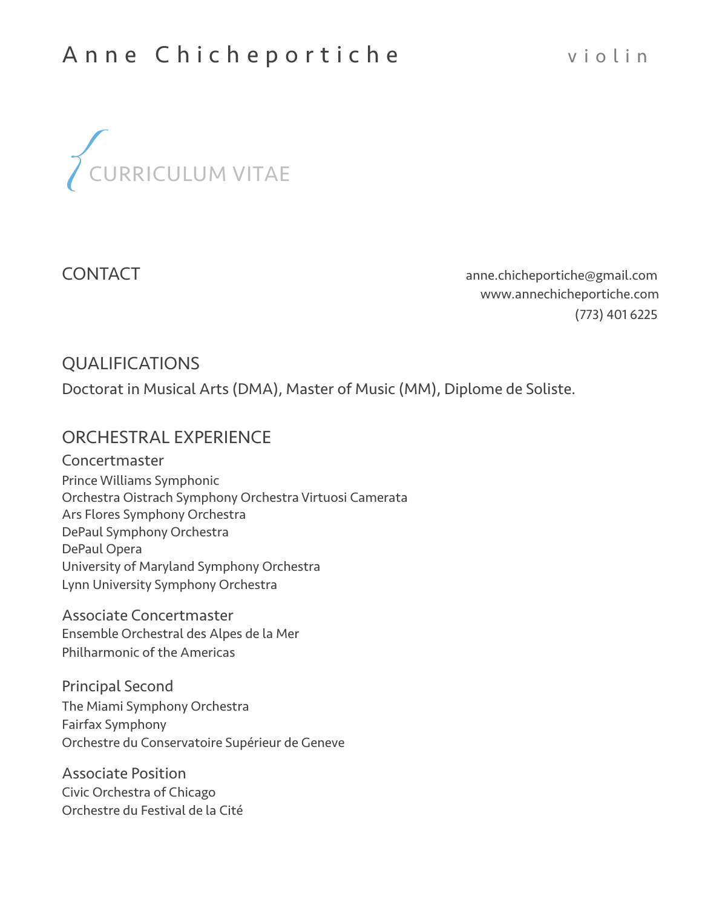# Anne Chicheportiche violin

## CURRICULUM VITAE

### CONTACT

anne.chicheportiche@gmail.com
www.annechicheportiche.com
(773) 401 6225

### QUALIFICATIONS

Doctorat in Musical Arts (DMA), Master of Music (MM), Diplome de Soliste.

### ORCHESTRAL EXPERIENCE

#### Concertmaster

Prince Williams Symphonic
Orchestra Oistrach Symphony Orchestra Virtuosi Camerata
Ars Flores Symphony Orchestra
DePaul Symphony Orchestra
DePaul Opera
University of Maryland Symphony Orchestra
Lynn University Symphony Orchestra

#### Associate Concertmaster

Ensemble Orchestral des Alpes de la Mer
Philharmonic of the Americas

#### Principal Second

The Miami Symphony Orchestra
Fairfax Symphony
Orchestre du Conservatoire Supérieur de Geneve

#### Associate Position

Civic Orchestra of Chicago
Orchestre du Festival de la Cité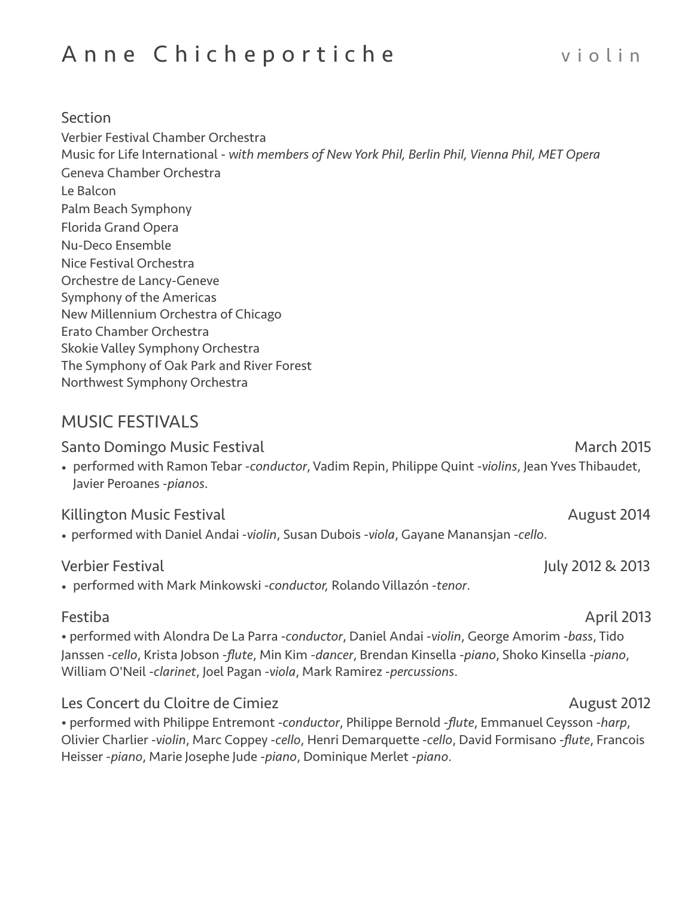# Anne Chicheportiche violin

## Section

Verbier Festival Chamber Orchestra
Music for Life International - *with members of New York Phil, Berlin Phil, Vienna Phil, MET Opera*
Geneva Chamber Orchestra
Le Balcon
Palm Beach Symphony
Florida Grand Opera
Nu-Deco Ensemble
Nice Festival Orchestra
Orchestre de Lancy-Geneve
Symphony of the Americas
New Millennium Orchestra of Chicago
Erato Chamber Orchestra
Skokie Valley Symphony Orchestra
The Symphony of Oak Park and River Forest
Northwest Symphony Orchestra

## MUSIC FESTIVALS

### Santo Domingo Music Festival — March 2015

- performed with Ramon Tebar -*conductor*, Vadim Repin, Philippe Quint -*violins*, Jean Yves Thibaudet, Javier Peroanes -*pianos*.

### Killington Music Festival — August 2014

- performed with Daniel Andai -*violin*, Susan Dubois -*viola*, Gayane Manansjan -*cello*.

### Verbier Festival — July 2012 & 2013

- performed with Mark Minkowski -*conductor,* Rolando Villazón -*tenor*.

### Festiba — April 2013

- performed with Alondra De La Parra -*conductor*, Daniel Andai -*violin*, George Amorim -*bass*, Tido Janssen -*cello*, Krista Jobson -*flute*, Min Kim -*dancer*, Brendan Kinsella -*piano*, Shoko Kinsella -*piano*, William O'Neil -*clarinet*, Joel Pagan -*viola*, Mark Ramirez -*percussions*.

### Les Concert du Cloitre de Cimiez — August 2012

- performed with Philippe Entremont -*conductor*, Philippe Bernold -*flute*, Emmanuel Ceysson -*harp*, Olivier Charlier -*violin*, Marc Coppey -*cello*, Henri Demarquette -*cello*, David Formisano -*flute*, Francois Heisser -*piano*, Marie Josephe Jude -*piano*, Dominique Merlet -*piano*.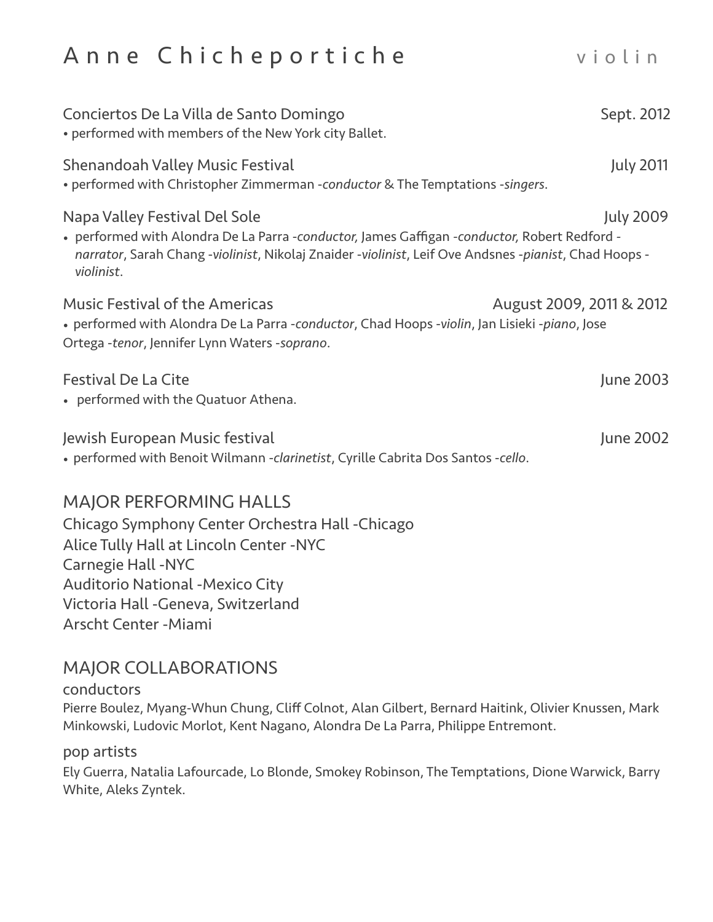# Anne Chicheportiche violin

Conciertos De La Villa de Santo Domingo — Sept. 2012

- performed with members of the New York city Ballet.

Shenandoah Valley Music Festival — July 2011

- performed with Christopher Zimmerman -*conductor* & The Temptations -*singers*.

Napa Valley Festival Del Sole — July 2009

- performed with Alondra De La Parra -*conductor,* James Gaffigan -*conductor,* Robert Redford -*narrator*, Sarah Chang -*violinist*, Nikolaj Znaider -*violinist*, Leif Ove Andsnes -*pianist*, Chad Hoops -*violinist*.

Music Festival of the Americas — August 2009, 2011 & 2012

- performed with Alondra De La Parra -*conductor*, Chad Hoops -*violin*, Jan Lisieki -*piano*, Jose Ortega -*tenor*, Jennifer Lynn Waters -*soprano*.

Festival De La Cite — June 2003

- performed with the Quatuor Athena.

Jewish European Music festival — June 2002

- performed with Benoit Wilmann -*clarinetist*, Cyrille Cabrita Dos Santos -*cello*.

## MAJOR PERFORMING HALLS

Chicago Symphony Center Orchestra Hall -Chicago
Alice Tully Hall at Lincoln Center -NYC
Carnegie Hall -NYC
Auditorio National -Mexico City
Victoria Hall -Geneva, Switzerland
Arscht Center -Miami

## MAJOR COLLABORATIONS

### conductors

Pierre Boulez, Myang-Whun Chung, Cliff Colnot, Alan Gilbert, Bernard Haitink, Olivier Knussen, Mark Minkowski, Ludovic Morlot, Kent Nagano, Alondra De La Parra, Philippe Entremont.

### pop artists

Ely Guerra, Natalia Lafourcade, Lo Blonde, Smokey Robinson, The Temptations, Dione Warwick, Barry White, Aleks Zyntek.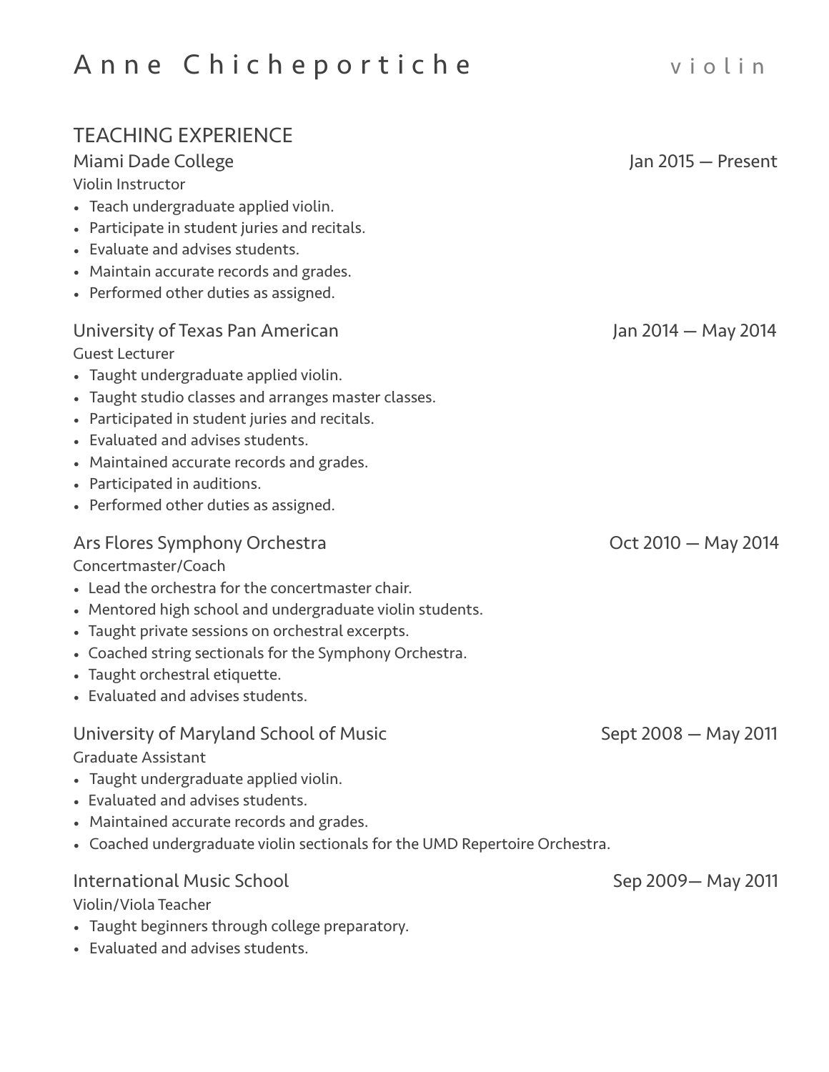# Anne Chicheportiche — violin

## TEACHING EXPERIENCE

### Miami Dade College — Jan 2015 — Present

Violin Instructor

- Teach undergraduate applied violin.
- Participate in student juries and recitals.
- Evaluate and advises students.
- Maintain accurate records and grades.
- Performed other duties as assigned.

### University of Texas Pan American — Jan 2014 — May 2014

Guest Lecturer

- Taught undergraduate applied violin.
- Taught studio classes and arranges master classes.
- Participated in student juries and recitals.
- Evaluated and advises students.
- Maintained accurate records and grades.
- Participated in auditions.
- Performed other duties as assigned.

### Ars Flores Symphony Orchestra — Oct 2010 — May 2014

Concertmaster/Coach

- Lead the orchestra for the concertmaster chair.
- Mentored high school and undergraduate violin students.
- Taught private sessions on orchestral excerpts.
- Coached string sectionals for the Symphony Orchestra.
- Taught orchestral etiquette.
- Evaluated and advises students.

### University of Maryland School of Music — Sept 2008 — May 2011

Graduate Assistant

- Taught undergraduate applied violin.
- Evaluated and advises students.
- Maintained accurate records and grades.
- Coached undergraduate violin sectionals for the UMD Repertoire Orchestra.

### International Music School — Sep 2009— May 2011

Violin/Viola Teacher

- Taught beginners through college preparatory.
- Evaluated and advises students.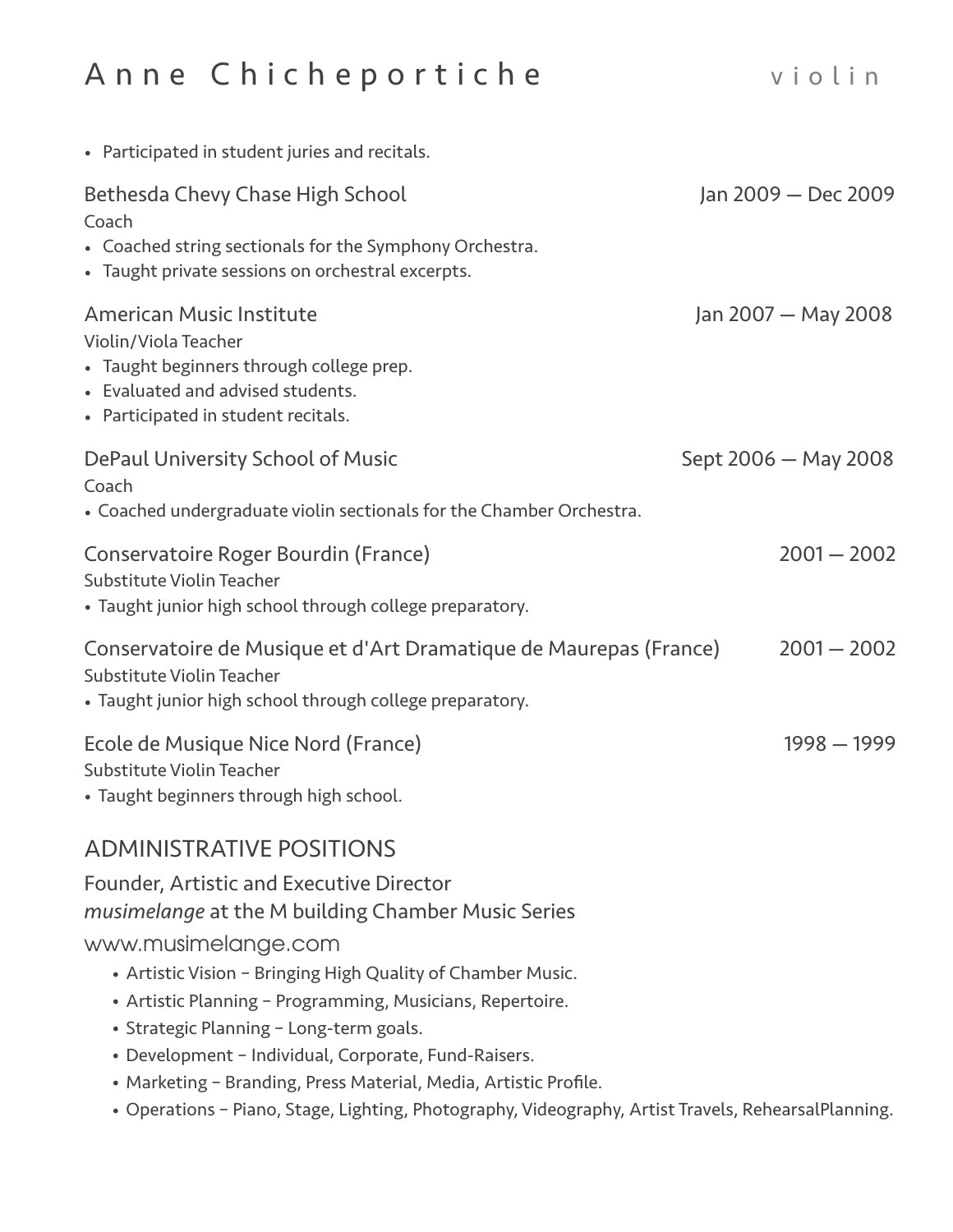- Participated in student juries and recitals.

Bethesda Chevy Chase High School — Jan 2009 — Dec 2009

Coach

- Coached string sectionals for the Symphony Orchestra.
- Taught private sessions on orchestral excerpts.

American Music Institute — Jan 2007 — May 2008

Violin/Viola Teacher

- Taught beginners through college prep.
- Evaluated and advised students.
- Participated in student recitals.

DePaul University School of Music — Sept 2006 — May 2008

Coach

- Coached undergraduate violin sectionals for the Chamber Orchestra.

Conservatoire Roger Bourdin (France) — 2001 — 2002

Substitute Violin Teacher

- Taught junior high school through college preparatory.

Conservatoire de Musique et d'Art Dramatique de Maurepas (France) — 2001 — 2002

Substitute Violin Teacher

- Taught junior high school through college preparatory.

Ecole de Musique Nice Nord (France) — 1998 — 1999

Substitute Violin Teacher

- Taught beginners through high school.

## ADMINISTRATIVE POSITIONS

Founder, Artistic and Executive Director

*musimelange* at the M building Chamber Music Series

www.musimelange.com

- Artistic Vision – Bringing High Quality of Chamber Music.
- Artistic Planning – Programming, Musicians, Repertoire.
- Strategic Planning – Long-term goals.
- Development – Individual, Corporate, Fund-Raisers.
- Marketing – Branding, Press Material, Media, Artistic Profile.
- Operations – Piano, Stage, Lighting, Photography, Videography, Artist Travels, RehearsalPlanning.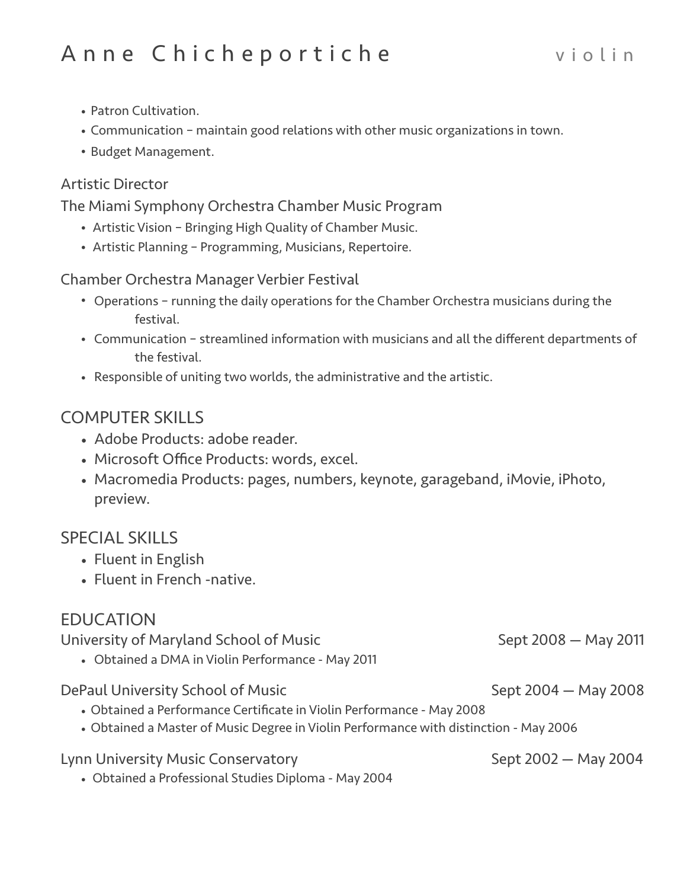- Patron Cultivation.
- Communication – maintain good relations with other music organizations in town.
- Budget Management.

Artistic Director

The Miami Symphony Orchestra Chamber Music Program

- Artistic Vision – Bringing High Quality of Chamber Music.
- Artistic Planning – Programming, Musicians, Repertoire.

Chamber Orchestra Manager Verbier Festival

- Operations – running the daily operations for the Chamber Orchestra musicians during the festival.
- Communication – streamlined information with musicians and all the different departments of the festival.
- Responsible of uniting two worlds, the administrative and the artistic.

## COMPUTER SKILLS

- Adobe Products: adobe reader.
- Microsoft Office Products: words, excel.
- Macromedia Products: pages, numbers, keynote, garageband, iMovie, iPhoto, preview.

## SPECIAL SKILLS

- Fluent in English
- Fluent in French -native.

## EDUCATION

University of Maryland School of Music — Sept 2008 — May 2011

- Obtained a DMA in Violin Performance - May 2011

DePaul University School of Music — Sept 2004 — May 2008

- Obtained a Performance Certificate in Violin Performance - May 2008
- Obtained a Master of Music Degree in Violin Performance with distinction - May 2006

Lynn University Music Conservatory — Sept 2002 — May 2004

- Obtained a Professional Studies Diploma - May 2004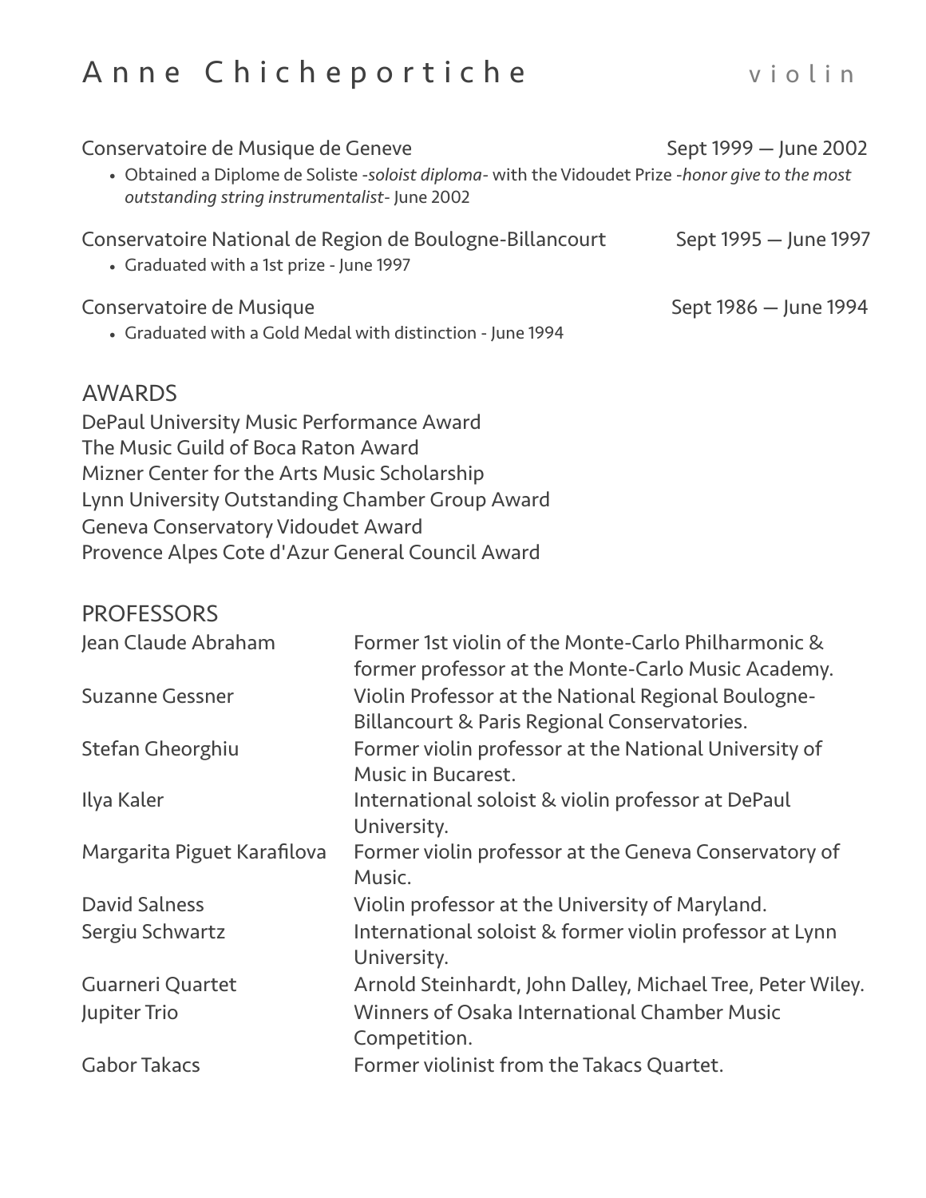# Anne Chicheportiche — violin

Conservatoire de Musique de Geneve — Sept 1999 — June 2002

- Obtained a Diplome de Soliste -*soloist diploma*- with the Vidoudet Prize -*honor give to the most outstanding string instrumentalist*- June 2002

Conservatoire National de Region de Boulogne-Billancourt — Sept 1995 — June 1997

- Graduated with a 1st prize - June 1997

Conservatoire de Musique — Sept 1986 — June 1994

- Graduated with a Gold Medal with distinction - June 1994

## AWARDS

DePaul University Music Performance Award
The Music Guild of Boca Raton Award
Mizner Center for the Arts Music Scholarship
Lynn University Outstanding Chamber Group Award
Geneva Conservatory Vidoudet Award
Provence Alpes Cote d'Azur General Council Award

## PROFESSORS

| | |
|---|---|
| Jean Claude Abraham | Former 1st violin of the Monte-Carlo Philharmonic & former professor at the Monte-Carlo Music Academy. |
| Suzanne Gessner | Violin Professor at the National Regional Boulogne-Billancourt & Paris Regional Conservatories. |
| Stefan Gheorghiu | Former violin professor at the National University of Music in Bucarest. |
| Ilya Kaler | International soloist & violin professor at DePaul University. |
| Margarita Piguet Karafilova | Former violin professor at the Geneva Conservatory of Music. |
| David Salness | Violin professor at the University of Maryland. |
| Sergiu Schwartz | International soloist & former violin professor at Lynn University. |
| Guarneri Quartet | Arnold Steinhardt, John Dalley, Michael Tree, Peter Wiley. |
| Jupiter Trio | Winners of Osaka International Chamber Music Competition. |
| Gabor Takacs | Former violinist from the Takacs Quartet. |